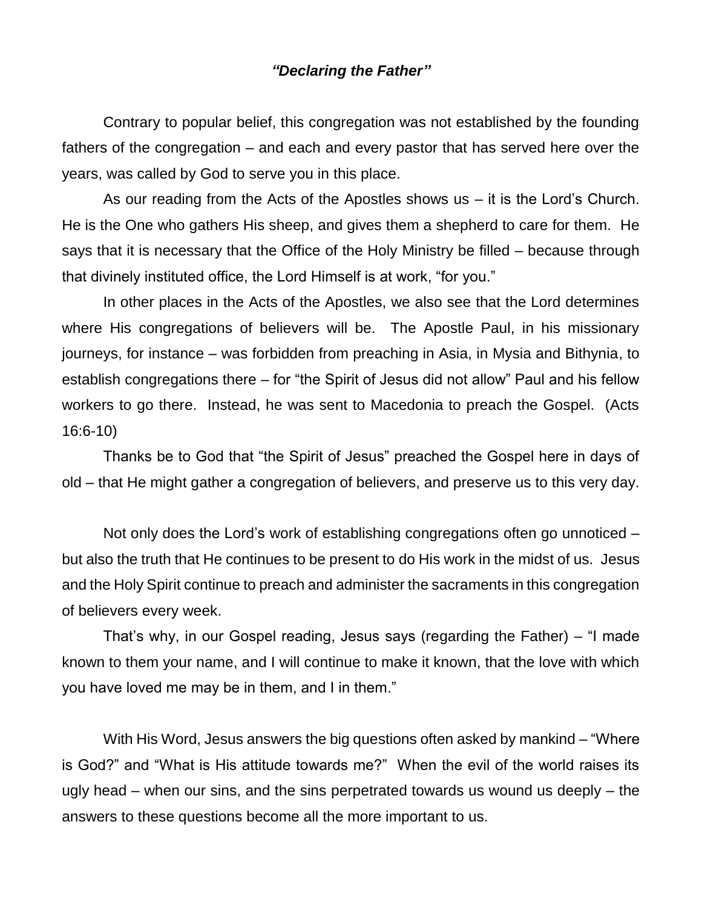*"Declaring the Father"*

Contrary to popular belief, this congregation was not established by the founding fathers of the congregation – and each and every pastor that has served here over the years, was called by God to serve you in this place.

As our reading from the Acts of the Apostles shows us – it is the Lord's Church. He is the One who gathers His sheep, and gives them a shepherd to care for them. He says that it is necessary that the Office of the Holy Ministry be filled – because through that divinely instituted office, the Lord Himself is at work, "for you."

In other places in the Acts of the Apostles, we also see that the Lord determines where His congregations of believers will be. The Apostle Paul, in his missionary journeys, for instance – was forbidden from preaching in Asia, in Mysia and Bithynia, to establish congregations there – for "the Spirit of Jesus did not allow" Paul and his fellow workers to go there. Instead, he was sent to Macedonia to preach the Gospel. (Acts 16:6-10)

Thanks be to God that "the Spirit of Jesus" preached the Gospel here in days of old – that He might gather a congregation of believers, and preserve us to this very day.

Not only does the Lord's work of establishing congregations often go unnoticed – but also the truth that He continues to be present to do His work in the midst of us. Jesus and the Holy Spirit continue to preach and administer the sacraments in this congregation of believers every week.

That's why, in our Gospel reading, Jesus says (regarding the Father) – "I made known to them your name, and I will continue to make it known, that the love with which you have loved me may be in them, and I in them."

With His Word, Jesus answers the big questions often asked by mankind – "Where is God?" and "What is His attitude towards me?" When the evil of the world raises its ugly head – when our sins, and the sins perpetrated towards us wound us deeply – the answers to these questions become all the more important to us.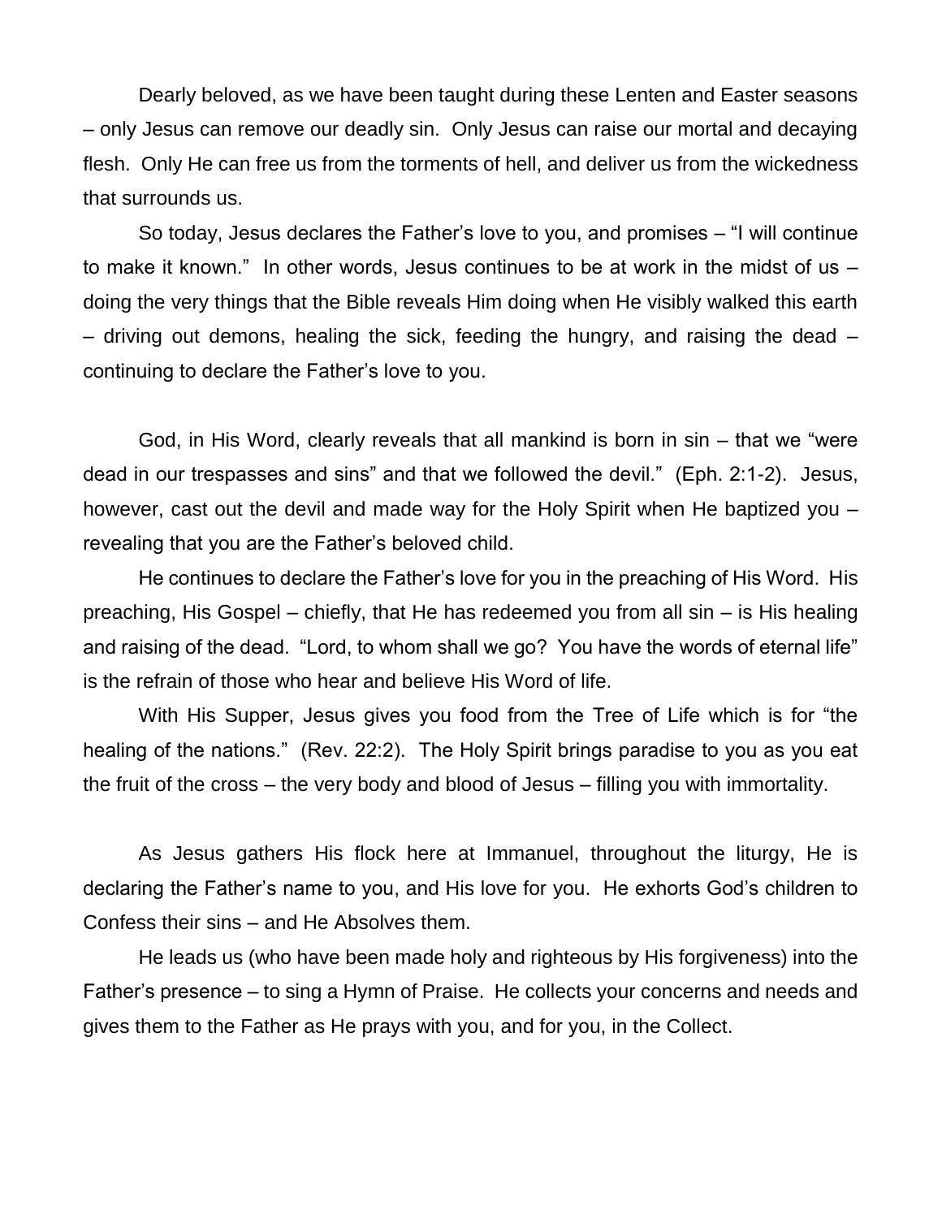Dearly beloved, as we have been taught during these Lenten and Easter seasons – only Jesus can remove our deadly sin. Only Jesus can raise our mortal and decaying flesh. Only He can free us from the torments of hell, and deliver us from the wickedness that surrounds us.

So today, Jesus declares the Father's love to you, and promises – "I will continue to make it known." In other words, Jesus continues to be at work in the midst of us – doing the very things that the Bible reveals Him doing when He visibly walked this earth – driving out demons, healing the sick, feeding the hungry, and raising the dead – continuing to declare the Father's love to you.

God, in His Word, clearly reveals that all mankind is born in sin – that we "were dead in our trespasses and sins" and that we followed the devil." (Eph. 2:1-2). Jesus, however, cast out the devil and made way for the Holy Spirit when He baptized you – revealing that you are the Father's beloved child.

He continues to declare the Father's love for you in the preaching of His Word. His preaching, His Gospel – chiefly, that He has redeemed you from all sin – is His healing and raising of the dead. "Lord, to whom shall we go? You have the words of eternal life" is the refrain of those who hear and believe His Word of life.

With His Supper, Jesus gives you food from the Tree of Life which is for "the healing of the nations." (Rev. 22:2). The Holy Spirit brings paradise to you as you eat the fruit of the cross – the very body and blood of Jesus – filling you with immortality.

As Jesus gathers His flock here at Immanuel, throughout the liturgy, He is declaring the Father's name to you, and His love for you. He exhorts God's children to Confess their sins – and He Absolves them.

He leads us (who have been made holy and righteous by His forgiveness) into the Father's presence – to sing a Hymn of Praise. He collects your concerns and needs and gives them to the Father as He prays with you, and for you, in the Collect.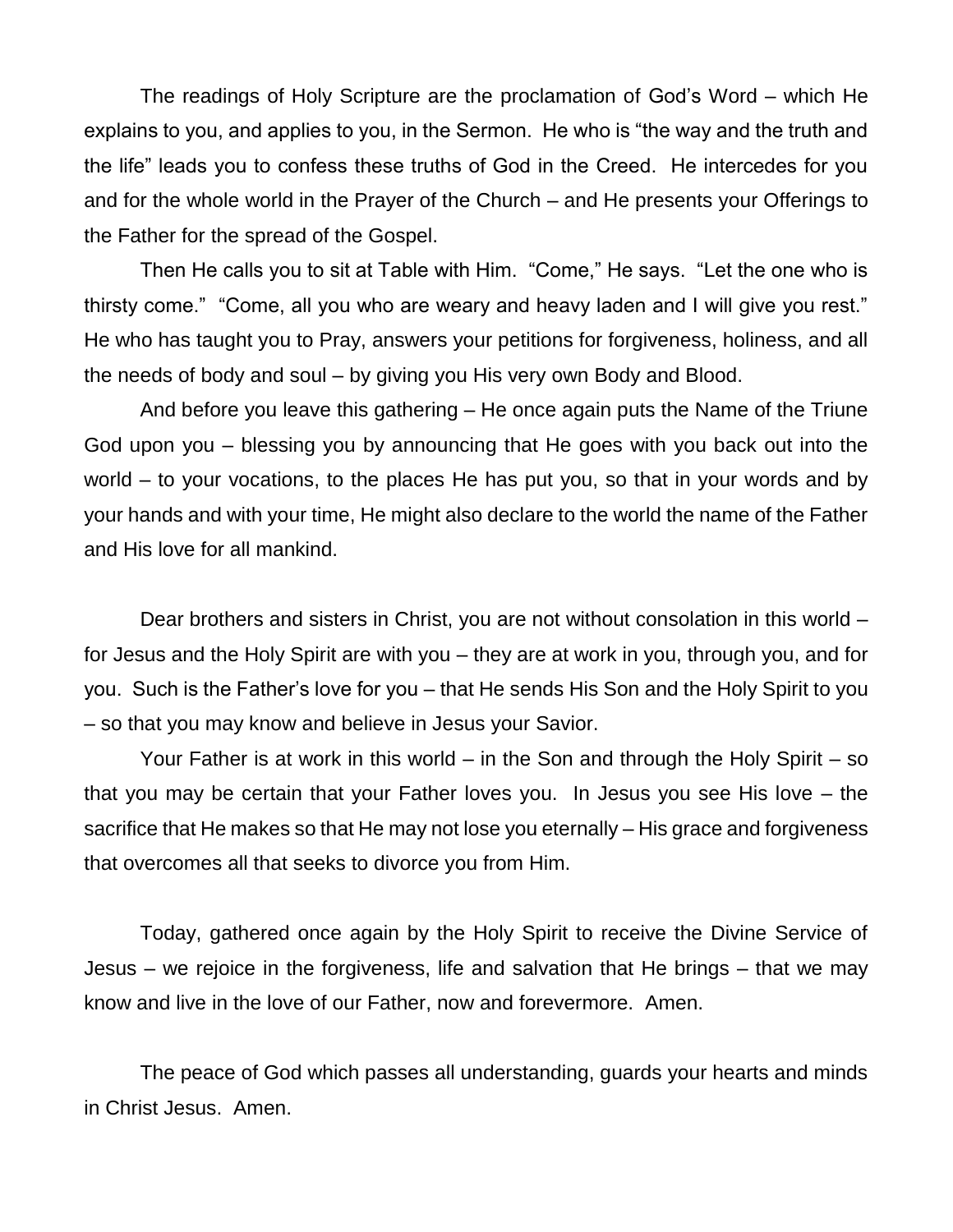The readings of Holy Scripture are the proclamation of God's Word – which He explains to you, and applies to you, in the Sermon. He who is "the way and the truth and the life" leads you to confess these truths of God in the Creed. He intercedes for you and for the whole world in the Prayer of the Church – and He presents your Offerings to the Father for the spread of the Gospel.

Then He calls you to sit at Table with Him. "Come," He says. "Let the one who is thirsty come." "Come, all you who are weary and heavy laden and I will give you rest." He who has taught you to Pray, answers your petitions for forgiveness, holiness, and all the needs of body and soul – by giving you His very own Body and Blood.

And before you leave this gathering – He once again puts the Name of the Triune God upon you – blessing you by announcing that He goes with you back out into the world – to your vocations, to the places He has put you, so that in your words and by your hands and with your time, He might also declare to the world the name of the Father and His love for all mankind.

Dear brothers and sisters in Christ, you are not without consolation in this world – for Jesus and the Holy Spirit are with you – they are at work in you, through you, and for you. Such is the Father's love for you – that He sends His Son and the Holy Spirit to you – so that you may know and believe in Jesus your Savior.

Your Father is at work in this world – in the Son and through the Holy Spirit – so that you may be certain that your Father loves you. In Jesus you see His love – the sacrifice that He makes so that He may not lose you eternally – His grace and forgiveness that overcomes all that seeks to divorce you from Him.

Today, gathered once again by the Holy Spirit to receive the Divine Service of Jesus – we rejoice in the forgiveness, life and salvation that He brings – that we may know and live in the love of our Father, now and forevermore. Amen.

The peace of God which passes all understanding, guards your hearts and minds in Christ Jesus. Amen.